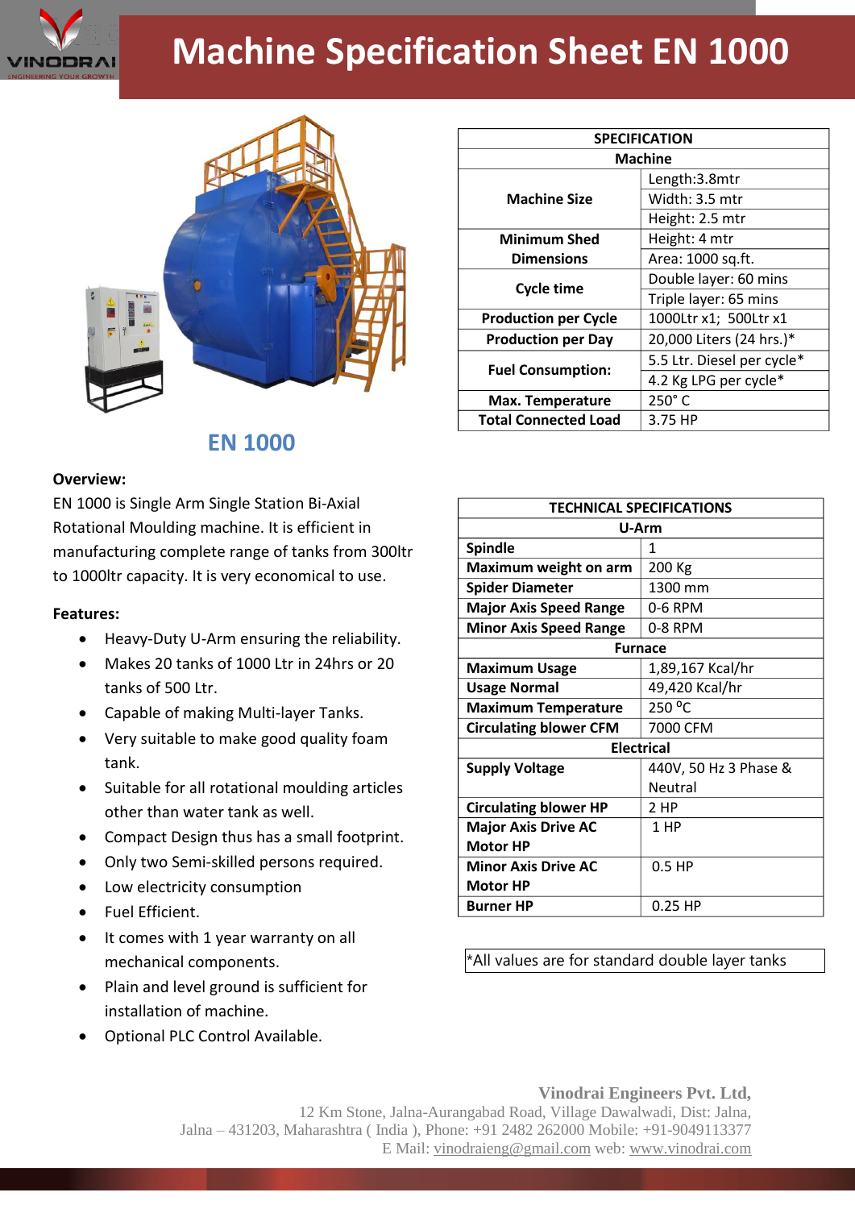# Machine Specification Sheet EN 1000

## EN 1000

| SPECIFICATION | |
|---|---|
| **Machine** | |
| **Machine Size** | Length:3.8mtr |
| | Width: 3.5 mtr |
| | Height: 2.5 mtr |
| **Minimum Shed Dimensions** | Height: 4 mtr |
| | Area: 1000 sq.ft. |
| **Cycle time** | Double layer: 60 mins |
| | Triple layer: 65 mins |
| **Production per Cycle** | 1000Ltr x1; 500Ltr x1 |
| **Production per Day** | 20,000 Liters (24 hrs.)* |
| **Fuel Consumption:** | 5.5 Ltr. Diesel per cycle* |
| | 4.2 Kg LPG per cycle* |
| **Max. Temperature** | 250˚ C |
| **Total Connected Load** | 3.75 HP |

**Overview:**

EN 1000 is Single Arm Single Station Bi-Axial Rotational Moulding machine. It is efficient in manufacturing complete range of tanks from 300ltr to 1000ltr capacity. It is very economical to use.

**Features:**

- Heavy-Duty U-Arm ensuring the reliability.
- Makes 20 tanks of 1000 Ltr in 24hrs or 20 tanks of 500 Ltr.
- Capable of making Multi-layer Tanks.
- Very suitable to make good quality foam tank.
- Suitable for all rotational moulding articles other than water tank as well.
- Compact Design thus has a small footprint.
- Only two Semi-skilled persons required.
- Low electricity consumption
- Fuel Efficient.
- It comes with 1 year warranty on all mechanical components.
- Plain and level ground is sufficient for installation of machine.
- Optional PLC Control Available.

| TECHNICAL SPECIFICATIONS | |
|---|---|
| **U-Arm** | |
| **Spindle** | 1 |
| **Maximum weight on arm** | 200 Kg |
| **Spider Diameter** | 1300 mm |
| **Major Axis Speed Range** | 0-6 RPM |
| **Minor Axis Speed Range** | 0-8 RPM |
| **Furnace** | |
| **Maximum Usage** | 1,89,167 Kcal/hr |
| **Usage Normal** | 49,420 Kcal/hr |
| **Maximum Temperature** | 250 ºC |
| **Circulating blower CFM** | 7000 CFM |
| **Electrical** | |
| **Supply Voltage** | 440V, 50 Hz 3 Phase & Neutral |
| **Circulating blower HP** | 2 HP |
| **Major Axis Drive AC Motor HP** | 1 HP |
| **Minor Axis Drive AC Motor HP** | 0.5 HP |
| **Burner HP** | 0.25 HP |

*All values are for standard double layer tanks

**Vinodrai Engineers Pvt. Ltd,**
12 Km Stone, Jalna-Aurangabad Road, Village Dawalwadi, Dist: Jalna,
Jalna – 431203, Maharashtra ( India ), Phone: +91 2482 262000 Mobile: +91-9049113377
E Mail: vinodraieng@gmail.com web: www.vinodrai.com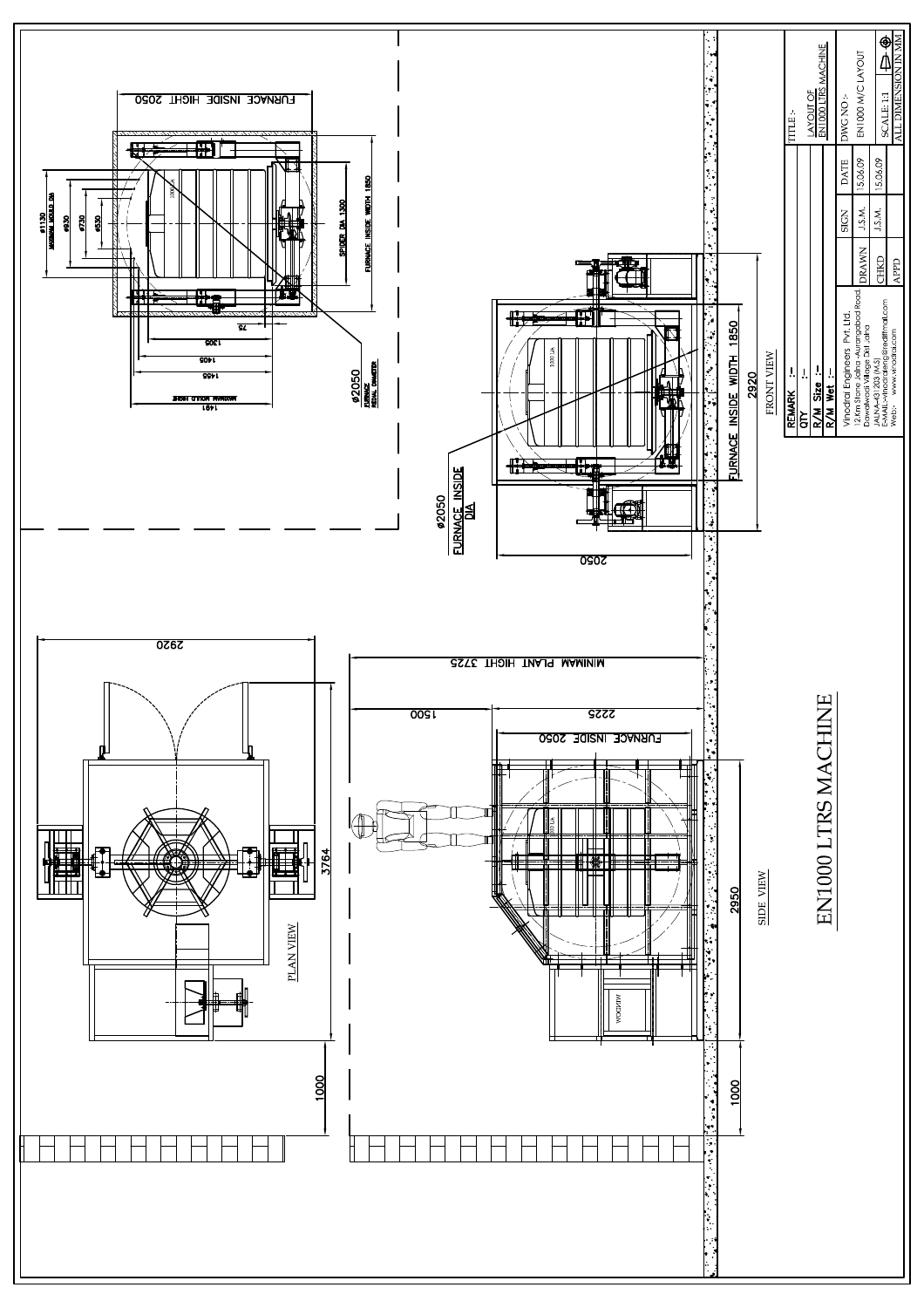# EN1000 LTRS MACHINE

FURNACE INSIDE HIGHT 2050

ø1130 MAXIMUM MOULD DIA

ø930

ø730

ø530

SPIDER DIA 1300

FURNACE INSIDE WIDTH 1850

75

1305

1405

1455

1491 MAXIMUM MOULD HIGHT

ø2050 FURNACE RADIAL DIAMETER

ø2050 FURNACE INSIDE DIA

FURNACE INSIDE WIDTH 1850

2920

2050

FRONT VIEW

2920

3764

1000

PLAN VIEW

MINIMAM PLANT HIGHT 3725

1500

2225

FURNACE INSIDE 2050

2950

1000

SIDE VIEW

| | |
|---|---|
| REMARK :- | |
| QTY :- | |
| R/M Size :- | |
| R/M Wet :- | |

| | SIGN | DATE |
|---|---|---|
| DRAWN | J.S.M. | 15.06.09 |
| CHKD | J.S.M. | 15.06.09 |
| APPD | | |

Vinodrai Engineers Pvt. Ltd.
12 Km Stone Jalna -Aurangabad Road, Dawalwadi Village Dist Jalna
JALNA-431 203 (M.S)
E-MAIL:-vinodraieng@rediffmail.com
Web:- www.vinodrai.com

TITLE :- LAYOUT OF EN1000 LTRS MACHINE

DWG NO :- EN1000 M/C LAYOUT

SCALE: 1:1

ALL DIMENSION IN MM